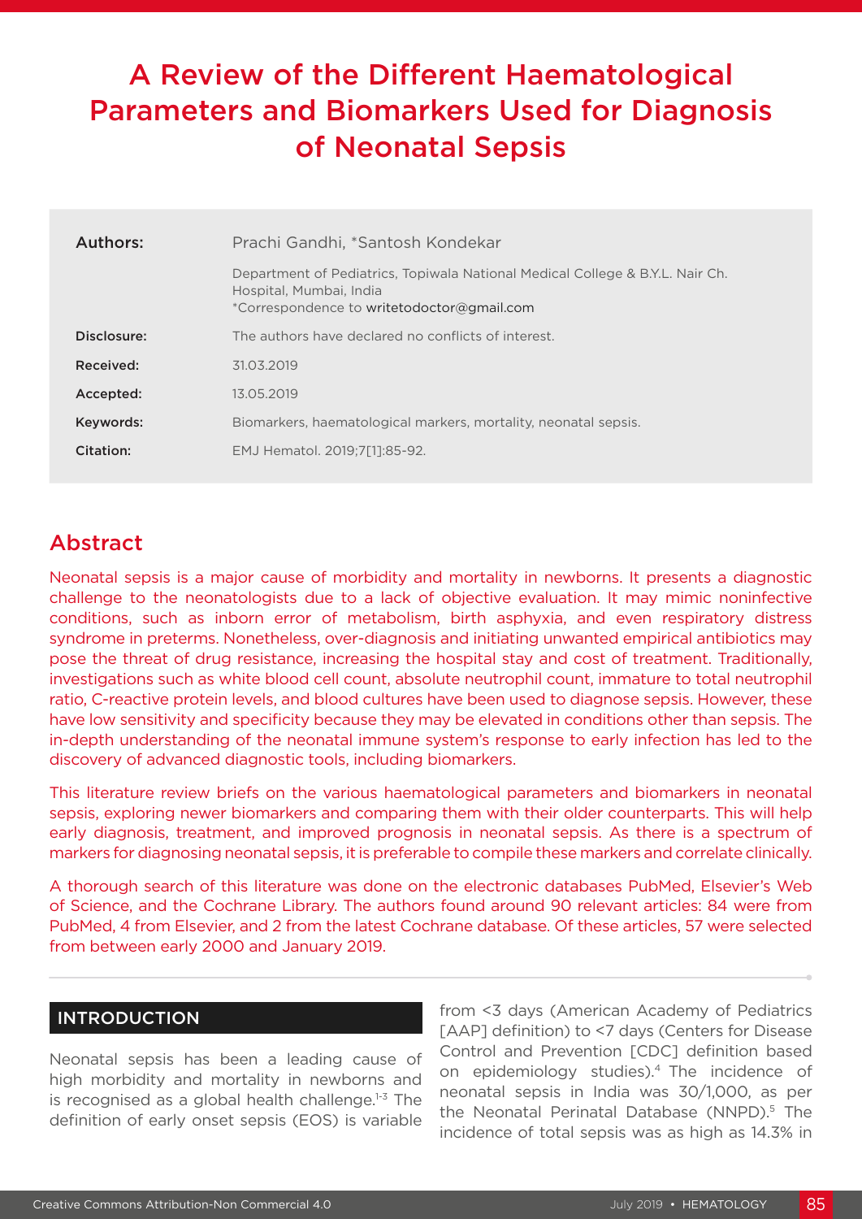# A Review of the Different Haematological Parameters and Biomarkers Used for Diagnosis of Neonatal Sepsis

| | |
|---|---|
| **Authors:** | Prachi Gandhi, *Santosh Kondekar |
| | Department of Pediatrics, Topiwala National Medical College & B.Y.L. Nair Ch. Hospital, Mumbai, India<br>*Correspondence to writetodoctor@gmail.com |
| **Disclosure:** | The authors have declared no conflicts of interest. |
| **Received:** | 31.03.2019 |
| **Accepted:** | 13.05.2019 |
| **Keywords:** | Biomarkers, haematological markers, mortality, neonatal sepsis. |
| **Citation:** | EMJ Hematol. 2019;7[1]:85-92. |

## Abstract

Neonatal sepsis is a major cause of morbidity and mortality in newborns. It presents a diagnostic challenge to the neonatologists due to a lack of objective evaluation. It may mimic noninfective conditions, such as inborn error of metabolism, birth asphyxia, and even respiratory distress syndrome in preterms. Nonetheless, over-diagnosis and initiating unwanted empirical antibiotics may pose the threat of drug resistance, increasing the hospital stay and cost of treatment. Traditionally, investigations such as white blood cell count, absolute neutrophil count, immature to total neutrophil ratio, C-reactive protein levels, and blood cultures have been used to diagnose sepsis. However, these have low sensitivity and specificity because they may be elevated in conditions other than sepsis. The in-depth understanding of the neonatal immune system's response to early infection has led to the discovery of advanced diagnostic tools, including biomarkers.

This literature review briefs on the various haematological parameters and biomarkers in neonatal sepsis, exploring newer biomarkers and comparing them with their older counterparts. This will help early diagnosis, treatment, and improved prognosis in neonatal sepsis. As there is a spectrum of markers for diagnosing neonatal sepsis, it is preferable to compile these markers and correlate clinically.

A thorough search of this literature was done on the electronic databases PubMed, Elsevier's Web of Science, and the Cochrane Library. The authors found around 90 relevant articles: 84 were from PubMed, 4 from Elsevier, and 2 from the latest Cochrane database. Of these articles, 57 were selected from between early 2000 and January 2019.

## INTRODUCTION

Neonatal sepsis has been a leading cause of high morbidity and mortality in newborns and is recognised as a global health challenge.[1-3] The definition of early onset sepsis (EOS) is variable from <3 days (American Academy of Pediatrics [AAP] definition) to <7 days (Centers for Disease Control and Prevention [CDC] definition based on epidemiology studies).[4] The incidence of neonatal sepsis in India was 30/1,000, as per the Neonatal Perinatal Database (NNPD).[5] The incidence of total sepsis was as high as 14.3% in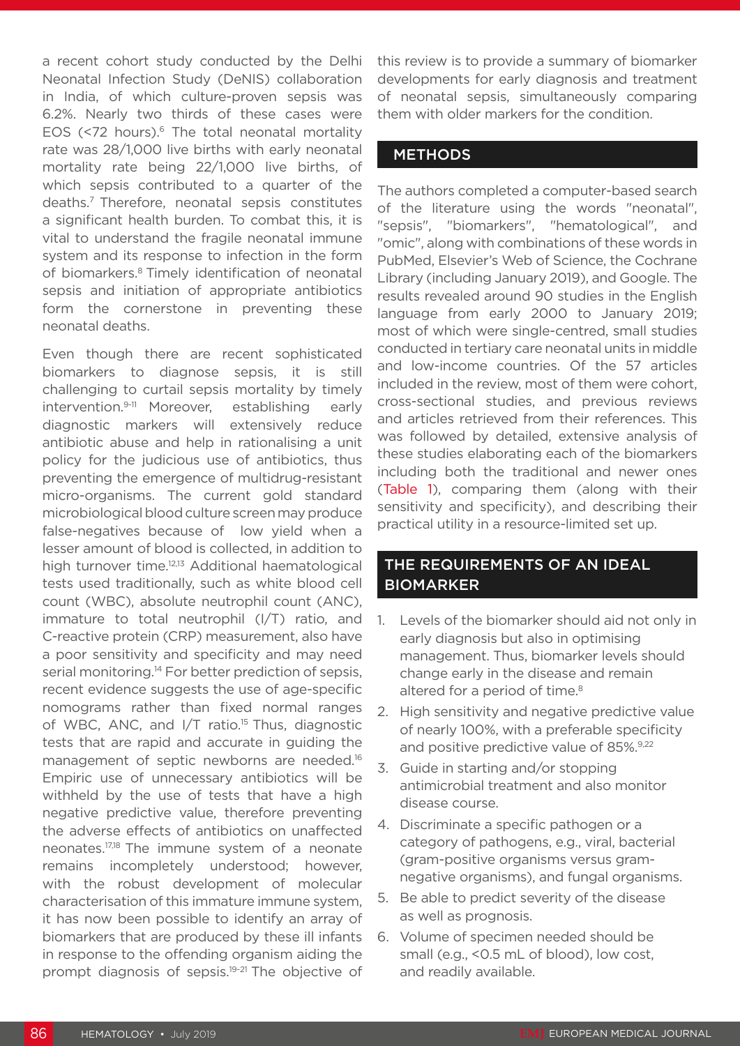a recent cohort study conducted by the Delhi Neonatal Infection Study (DeNIS) collaboration in India, of which culture-proven sepsis was 6.2%. Nearly two thirds of these cases were EOS (<72 hours).[6] The total neonatal mortality rate was 28/1,000 live births with early neonatal mortality rate being 22/1,000 live births, of which sepsis contributed to a quarter of the deaths.[7] Therefore, neonatal sepsis constitutes a significant health burden. To combat this, it is vital to understand the fragile neonatal immune system and its response to infection in the form of biomarkers.[8] Timely identification of neonatal sepsis and initiation of appropriate antibiotics form the cornerstone in preventing these neonatal deaths.

Even though there are recent sophisticated biomarkers to diagnose sepsis, it is still challenging to curtail sepsis mortality by timely intervention.[9-11] Moreover, establishing early diagnostic markers will extensively reduce antibiotic abuse and help in rationalising a unit policy for the judicious use of antibiotics, thus preventing the emergence of multidrug-resistant micro-organisms. The current gold standard microbiological blood culture screen may produce false-negatives because of low yield when a lesser amount of blood is collected, in addition to high turnover time.[12,13] Additional haematological tests used traditionally, such as white blood cell count (WBC), absolute neutrophil count (ANC), immature to total neutrophil (I/T) ratio, and C-reactive protein (CRP) measurement, also have a poor sensitivity and specificity and may need serial monitoring.[14] For better prediction of sepsis, recent evidence suggests the use of age-specific nomograms rather than fixed normal ranges of WBC, ANC, and I/T ratio.[15] Thus, diagnostic tests that are rapid and accurate in guiding the management of septic newborns are needed.[16] Empiric use of unnecessary antibiotics will be withheld by the use of tests that have a high negative predictive value, therefore preventing the adverse effects of antibiotics on unaffected neonates.[17,18] The immune system of a neonate remains incompletely understood; however, with the robust development of molecular characterisation of this immature immune system, it has now been possible to identify an array of biomarkers that are produced by these ill infants in response to the offending organism aiding the prompt diagnosis of sepsis.[19-21] The objective of this review is to provide a summary of biomarker developments for early diagnosis and treatment of neonatal sepsis, simultaneously comparing them with older markers for the condition.

## METHODS

The authors completed a computer-based search of the literature using the words "neonatal", "sepsis", "biomarkers", "hematological", and "omic", along with combinations of these words in PubMed, Elsevier's Web of Science, the Cochrane Library (including January 2019), and Google. The results revealed around 90 studies in the English language from early 2000 to January 2019; most of which were single-centred, small studies conducted in tertiary care neonatal units in middle and low-income countries. Of the 57 articles included in the review, most of them were cohort, cross-sectional studies, and previous reviews and articles retrieved from their references. This was followed by detailed, extensive analysis of these studies elaborating each of the biomarkers including both the traditional and newer ones (Table 1), comparing them (along with their sensitivity and specificity), and describing their practical utility in a resource-limited set up.

## THE REQUIREMENTS OF AN IDEAL BIOMARKER

1. Levels of the biomarker should aid not only in early diagnosis but also in optimising management. Thus, biomarker levels should change early in the disease and remain altered for a period of time.[8]
2. High sensitivity and negative predictive value of nearly 100%, with a preferable specificity and positive predictive value of 85%.[9,22]
3. Guide in starting and/or stopping antimicrobial treatment and also monitor disease course.
4. Discriminate a specific pathogen or a category of pathogens, e.g., viral, bacterial (gram-positive organisms versus gram-negative organisms), and fungal organisms.
5. Be able to predict severity of the disease as well as prognosis.
6. Volume of specimen needed should be small (e.g., <0.5 mL of blood), low cost, and readily available.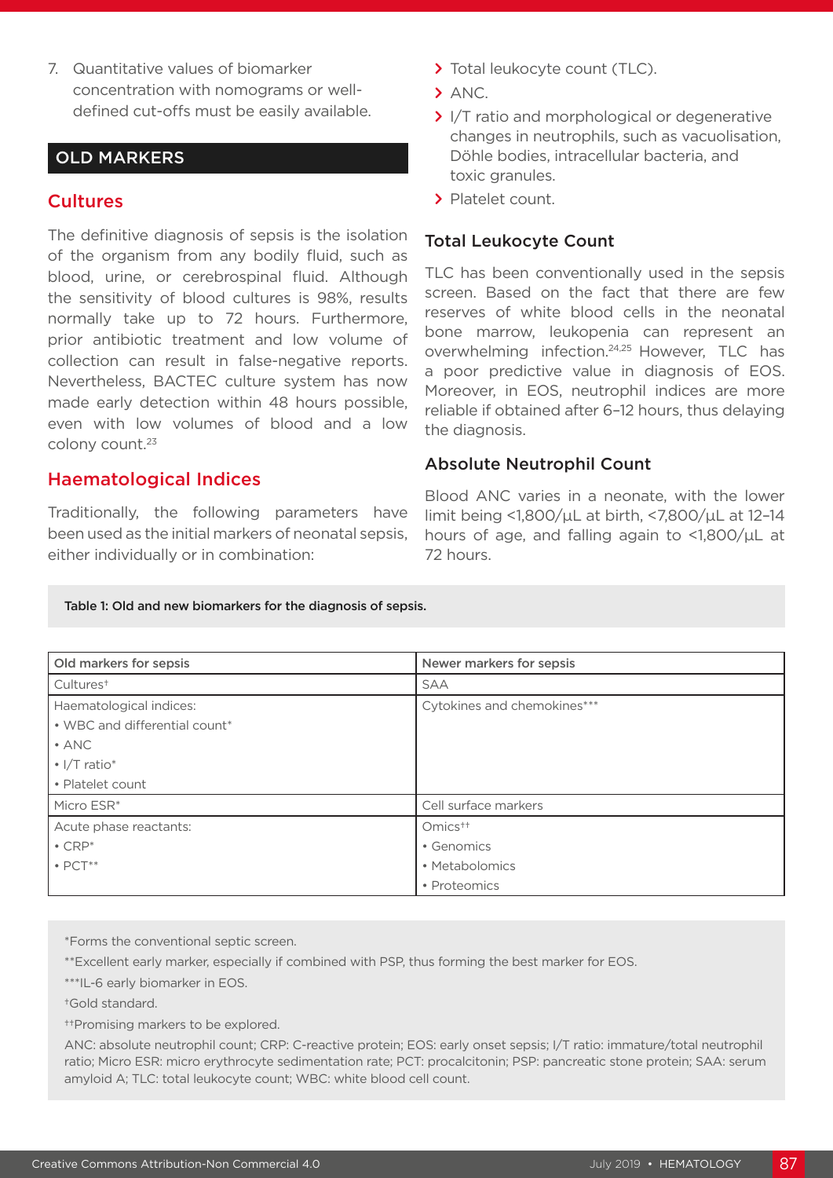7. Quantitative values of biomarker concentration with nomograms or well-defined cut-offs must be easily available.

## OLD MARKERS

### Cultures

The definitive diagnosis of sepsis is the isolation of the organism from any bodily fluid, such as blood, urine, or cerebrospinal fluid. Although the sensitivity of blood cultures is 98%, results normally take up to 72 hours. Furthermore, prior antibiotic treatment and low volume of collection can result in false-negative reports. Nevertheless, BACTEC culture system has now made early detection within 48 hours possible, even with low volumes of blood and a low colony count.[23]

### Haematological Indices

Traditionally, the following parameters have been used as the initial markers of neonatal sepsis, either individually or in combination:

- Total leukocyte count (TLC).
- ANC.
- I/T ratio and morphological or degenerative changes in neutrophils, such as vacuolisation, Döhle bodies, intracellular bacteria, and toxic granules.
- Platelet count.

#### Total Leukocyte Count

TLC has been conventionally used in the sepsis screen. Based on the fact that there are few reserves of white blood cells in the neonatal bone marrow, leukopenia can represent an overwhelming infection.[24,25] However, TLC has a poor predictive value in diagnosis of EOS. Moreover, in EOS, neutrophil indices are more reliable if obtained after 6–12 hours, thus delaying the diagnosis.

#### Absolute Neutrophil Count

Blood ANC varies in a neonate, with the lower limit being <1,800/µL at birth, <7,800/µL at 12–14 hours of age, and falling again to <1,800/µL at 72 hours.

Table 1: Old and new biomarkers for the diagnosis of sepsis.

| Old markers for sepsis | Newer markers for sepsis |
|---|---|
| Cultures† | SAA |
| Haematological indices:<br>• WBC and differential count*<br>• ANC<br>• I/T ratio*<br>• Platelet count | Cytokines and chemokines*** |
| Micro ESR* | Cell surface markers |
| Acute phase reactants:<br>• CRP*<br>• PCT** | Omics††<br>• Genomics<br>• Metabolomics<br>• Proteomics |

*Forms the conventional septic screen.

**Excellent early marker, especially if combined with PSP, thus forming the best marker for EOS.

***IL-6 early biomarker in EOS.

†Gold standard.

††Promising markers to be explored.

ANC: absolute neutrophil count; CRP: C-reactive protein; EOS: early onset sepsis; I/T ratio: immature/total neutrophil ratio; Micro ESR: micro erythrocyte sedimentation rate; PCT: procalcitonin; PSP: pancreatic stone protein; SAA: serum amyloid A; TLC: total leukocyte count; WBC: white blood cell count.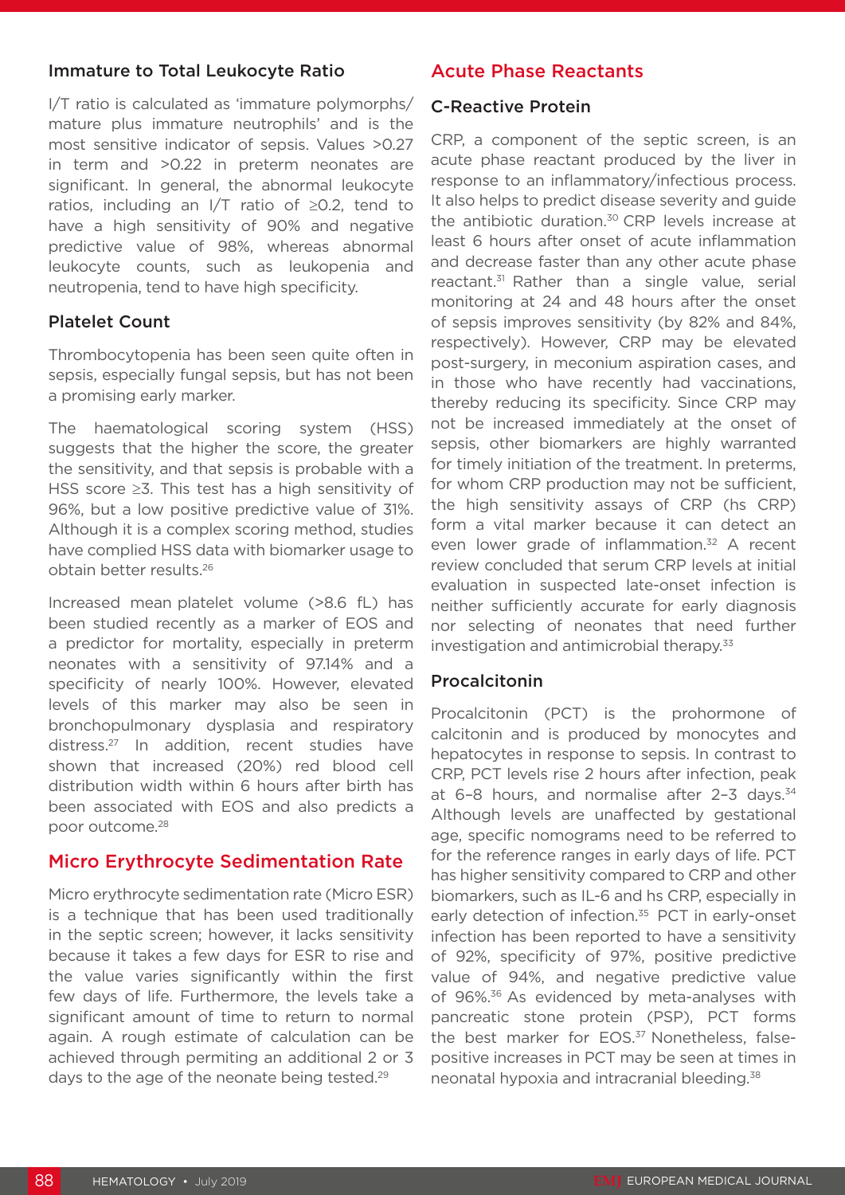### Immature to Total Leukocyte Ratio

I/T ratio is calculated as 'immature polymorphs/ mature plus immature neutrophils' and is the most sensitive indicator of sepsis. Values >0.27 in term and >0.22 in preterm neonates are significant. In general, the abnormal leukocyte ratios, including an I/T ratio of ≥0.2, tend to have a high sensitivity of 90% and negative predictive value of 98%, whereas abnormal leukocyte counts, such as leukopenia and neutropenia, tend to have high specificity.

### Platelet Count

Thrombocytopenia has been seen quite often in sepsis, especially fungal sepsis, but has not been a promising early marker.

The haematological scoring system (HSS) suggests that the higher the score, the greater the sensitivity, and that sepsis is probable with a HSS score ≥3. This test has a high sensitivity of 96%, but a low positive predictive value of 31%. Although it is a complex scoring method, studies have complied HSS data with biomarker usage to obtain better results.[26]

Increased mean platelet volume (>8.6 fL) has been studied recently as a marker of EOS and a predictor for mortality, especially in preterm neonates with a sensitivity of 97.14% and a specificity of nearly 100%. However, elevated levels of this marker may also be seen in bronchopulmonary dysplasia and respiratory distress.[27] In addition, recent studies have shown that increased (20%) red blood cell distribution width within 6 hours after birth has been associated with EOS and also predicts a poor outcome.[28]

## Micro Erythrocyte Sedimentation Rate

Micro erythrocyte sedimentation rate (Micro ESR) is a technique that has been used traditionally in the septic screen; however, it lacks sensitivity because it takes a few days for ESR to rise and the value varies significantly within the first few days of life. Furthermore, the levels take a significant amount of time to return to normal again. A rough estimate of calculation can be achieved through permiting an additional 2 or 3 days to the age of the neonate being tested.[29]

## Acute Phase Reactants

### C-Reactive Protein

CRP, a component of the septic screen, is an acute phase reactant produced by the liver in response to an inflammatory/infectious process. It also helps to predict disease severity and guide the antibiotic duration.[30] CRP levels increase at least 6 hours after onset of acute inflammation and decrease faster than any other acute phase reactant.[31] Rather than a single value, serial monitoring at 24 and 48 hours after the onset of sepsis improves sensitivity (by 82% and 84%, respectively). However, CRP may be elevated post-surgery, in meconium aspiration cases, and in those who have recently had vaccinations, thereby reducing its specificity. Since CRP may not be increased immediately at the onset of sepsis, other biomarkers are highly warranted for timely initiation of the treatment. In preterms, for whom CRP production may not be sufficient, the high sensitivity assays of CRP (hs CRP) form a vital marker because it can detect an even lower grade of inflammation.[32] A recent review concluded that serum CRP levels at initial evaluation in suspected late-onset infection is neither sufficiently accurate for early diagnosis nor selecting of neonates that need further investigation and antimicrobial therapy.[33]

### Procalcitonin

Procalcitonin (PCT) is the prohormone of calcitonin and is produced by monocytes and hepatocytes in response to sepsis. In contrast to CRP, PCT levels rise 2 hours after infection, peak at 6–8 hours, and normalise after 2–3 days.[34] Although levels are unaffected by gestational age, specific nomograms need to be referred to for the reference ranges in early days of life. PCT has higher sensitivity compared to CRP and other biomarkers, such as IL-6 and hs CRP, especially in early detection of infection.[35] PCT in early-onset infection has been reported to have a sensitivity of 92%, specificity of 97%, positive predictive value of 94%, and negative predictive value of 96%.[36] As evidenced by meta-analyses with pancreatic stone protein (PSP), PCT forms the best marker for EOS.[37] Nonetheless, false-positive increases in PCT may be seen at times in neonatal hypoxia and intracranial bleeding.[38]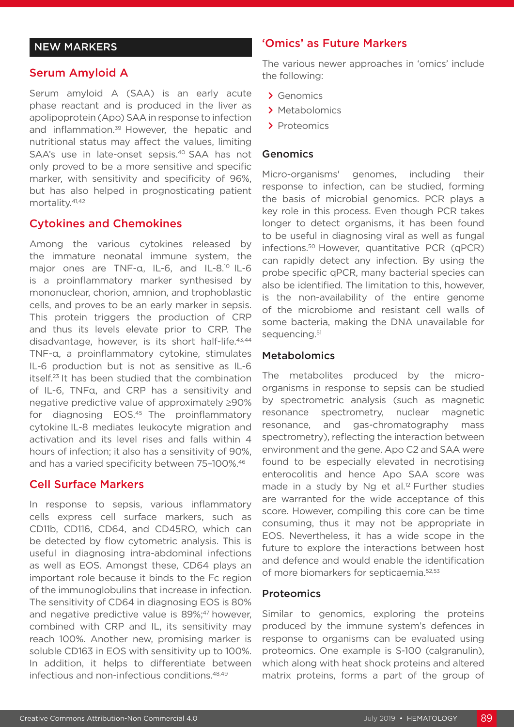## NEW MARKERS

### Serum Amyloid A

Serum amyloid A (SAA) is an early acute phase reactant and is produced in the liver as apolipoprotein (Apo) SAA in response to infection and inflammation.[39] However, the hepatic and nutritional status may affect the values, limiting SAA's use in late-onset sepsis.[40] SAA has not only proved to be a more sensitive and specific marker, with sensitivity and specificity of 96%, but has also helped in prognosticating patient mortality.[41,42]

### Cytokines and Chemokines

Among the various cytokines released by the immature neonatal immune system, the major ones are TNF-α, IL-6, and IL-8.[10] IL-6 is a proinflammatory marker synthesised by mononuclear, chorion, amnion, and trophoblastic cells, and proves to be an early marker in sepsis. This protein triggers the production of CRP and thus its levels elevate prior to CRP. The disadvantage, however, is its short half-life.[43,44] TNF-α, a proinflammatory cytokine, stimulates IL-6 production but is not as sensitive as IL-6 itself.[23] It has been studied that the combination of IL-6, TNFα, and CRP has a sensitivity and negative predictive value of approximately ≥90% for diagnosing EOS.[45] The proinflammatory cytokine IL-8 mediates leukocyte migration and activation and its level rises and falls within 4 hours of infection; it also has a sensitivity of 90%, and has a varied specificity between 75–100%.[46]

### Cell Surface Markers

In response to sepsis, various inflammatory cells express cell surface markers, such as CD11b, CD116, CD64, and CD45RO, which can be detected by flow cytometric analysis. This is useful in diagnosing intra-abdominal infections as well as EOS. Amongst these, CD64 plays an important role because it binds to the Fc region of the immunoglobulins that increase in infection. The sensitivity of CD64 in diagnosing EOS is 80% and negative predictive value is 89%;[47] however, combined with CRP and IL, its sensitivity may reach 100%. Another new, promising marker is soluble CD163 in EOS with sensitivity up to 100%. In addition, it helps to differentiate between infectious and non-infectious conditions.[48,49]

### 'Omics' as Future Markers

The various newer approaches in 'omics' include the following:

- Genomics
- Metabolomics
- Proteomics

#### Genomics

Micro-organisms' genomes, including their response to infection, can be studied, forming the basis of microbial genomics. PCR plays a key role in this process. Even though PCR takes longer to detect organisms, it has been found to be useful in diagnosing viral as well as fungal infections.[50] However, quantitative PCR (qPCR) can rapidly detect any infection. By using the probe specific qPCR, many bacterial species can also be identified. The limitation to this, however, is the non-availability of the entire genome of the microbiome and resistant cell walls of some bacteria, making the DNA unavailable for sequencing.[51]

#### Metabolomics

The metabolites produced by the micro-organisms in response to sepsis can be studied by spectrometric analysis (such as magnetic resonance spectrometry, nuclear magnetic resonance, and gas-chromatography mass spectrometry), reflecting the interaction between environment and the gene. Apo C2 and SAA were found to be especially elevated in necrotising enterocolitis and hence Apo SAA score was made in a study by Ng et al.[12] Further studies are warranted for the wide acceptance of this score. However, compiling this core can be time consuming, thus it may not be appropriate in EOS. Nevertheless, it has a wide scope in the future to explore the interactions between host and defence and would enable the identification of more biomarkers for septicaemia.[52,53]

#### Proteomics

Similar to genomics, exploring the proteins produced by the immune system's defences in response to organisms can be evaluated using proteomics. One example is S-100 (calgranulin), which along with heat shock proteins and altered matrix proteins, forms a part of the group of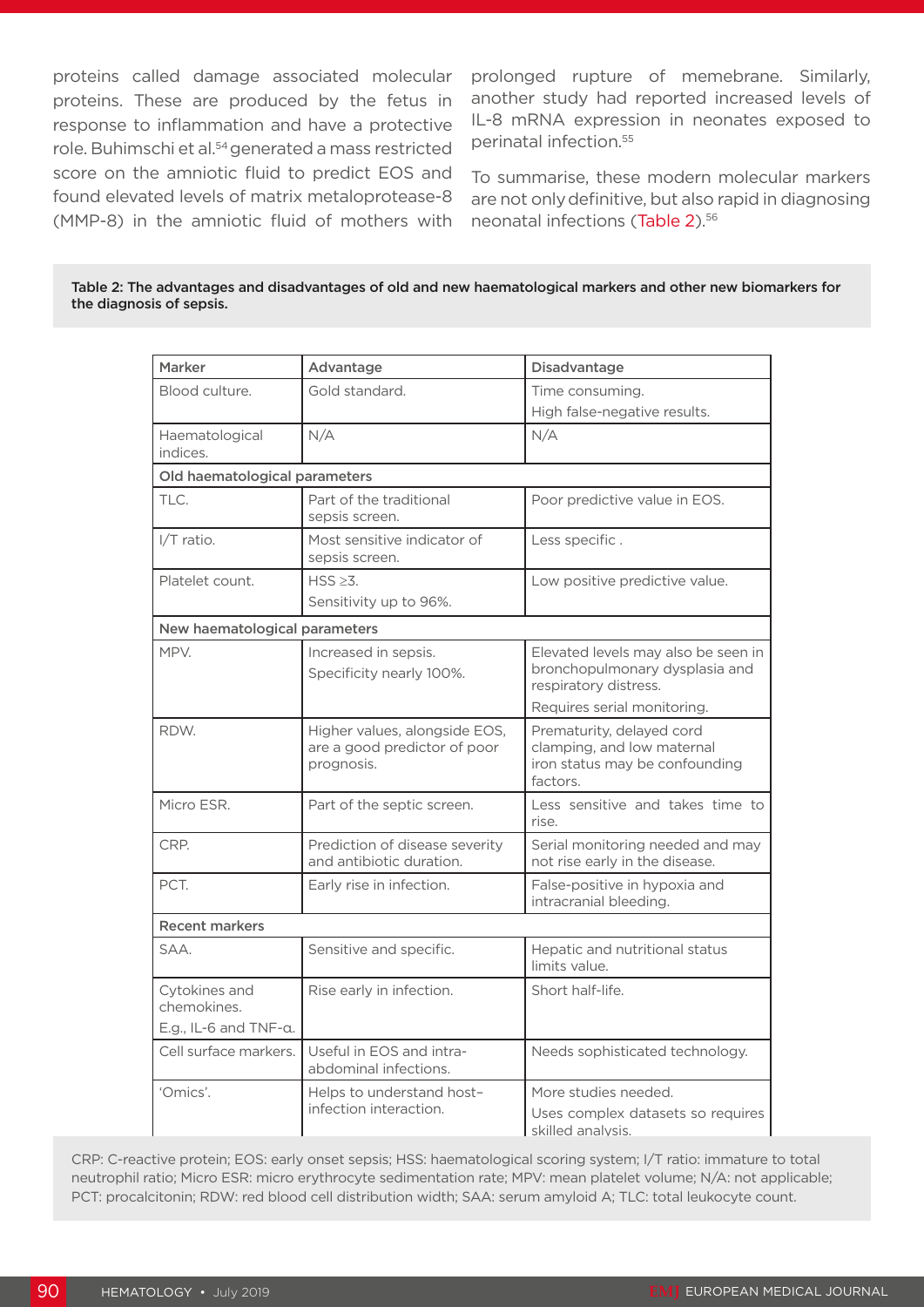proteins called damage associated molecular proteins. These are produced by the fetus in response to inflammation and have a protective role. Buhimschi et al.[54] generated a mass restricted score on the amniotic fluid to predict EOS and found elevated levels of matrix metaloprotease-8 (MMP-8) in the amniotic fluid of mothers with prolonged rupture of memebrane. Similarly, another study had reported increased levels of IL-8 mRNA expression in neonates exposed to perinatal infection.[55]

To summarise, these modern molecular markers are not only definitive, but also rapid in diagnosing neonatal infections (Table 2).[56]

**Table 2: The advantages and disadvantages of old and new haematological markers and other new biomarkers for the diagnosis of sepsis.**

| Marker | Advantage | Disadvantage |
|---|---|---|
| Blood culture. | Gold standard. | Time consuming.<br>High false-negative results. |
| Haematological indices. | N/A | N/A |
| **Old haematological parameters** | | |
| TLC. | Part of the traditional sepsis screen. | Poor predictive value in EOS. |
| I/T ratio. | Most sensitive indicator of sepsis screen. | Less specific . |
| Platelet count. | HSS ≥3.<br>Sensitivity up to 96%. | Low positive predictive value. |
| **New haematological parameters** | | |
| MPV. | Increased in sepsis.<br>Specificity nearly 100%. | Elevated levels may also be seen in bronchopulmonary dysplasia and respiratory distress.<br>Requires serial monitoring. |
| RDW. | Higher values, alongside EOS, are a good predictor of poor prognosis. | Prematurity, delayed cord clamping, and low maternal iron status may be confounding factors. |
| Micro ESR. | Part of the septic screen. | Less sensitive and takes time to rise. |
| CRP. | Prediction of disease severity and antibiotic duration. | Serial monitoring needed and may not rise early in the disease. |
| PCT. | Early rise in infection. | False-positive in hypoxia and intracranial bleeding. |
| **Recent markers** | | |
| SAA. | Sensitive and specific. | Hepatic and nutritional status limits value. |
| Cytokines and chemokines.<br>E.g., IL-6 and TNF-α. | Rise early in infection. | Short half-life. |
| Cell surface markers. | Useful in EOS and intra-abdominal infections. | Needs sophisticated technology. |
| 'Omics'. | Helps to understand host–infection interaction. | More studies needed.<br>Uses complex datasets so requires skilled analysis. |

CRP: C-reactive protein; EOS: early onset sepsis; HSS: haematological scoring system; I/T ratio: immature to total neutrophil ratio; Micro ESR: micro erythrocyte sedimentation rate; MPV: mean platelet volume; N/A: not applicable; PCT: procalcitonin; RDW: red blood cell distribution width; SAA: serum amyloid A; TLC: total leukocyte count.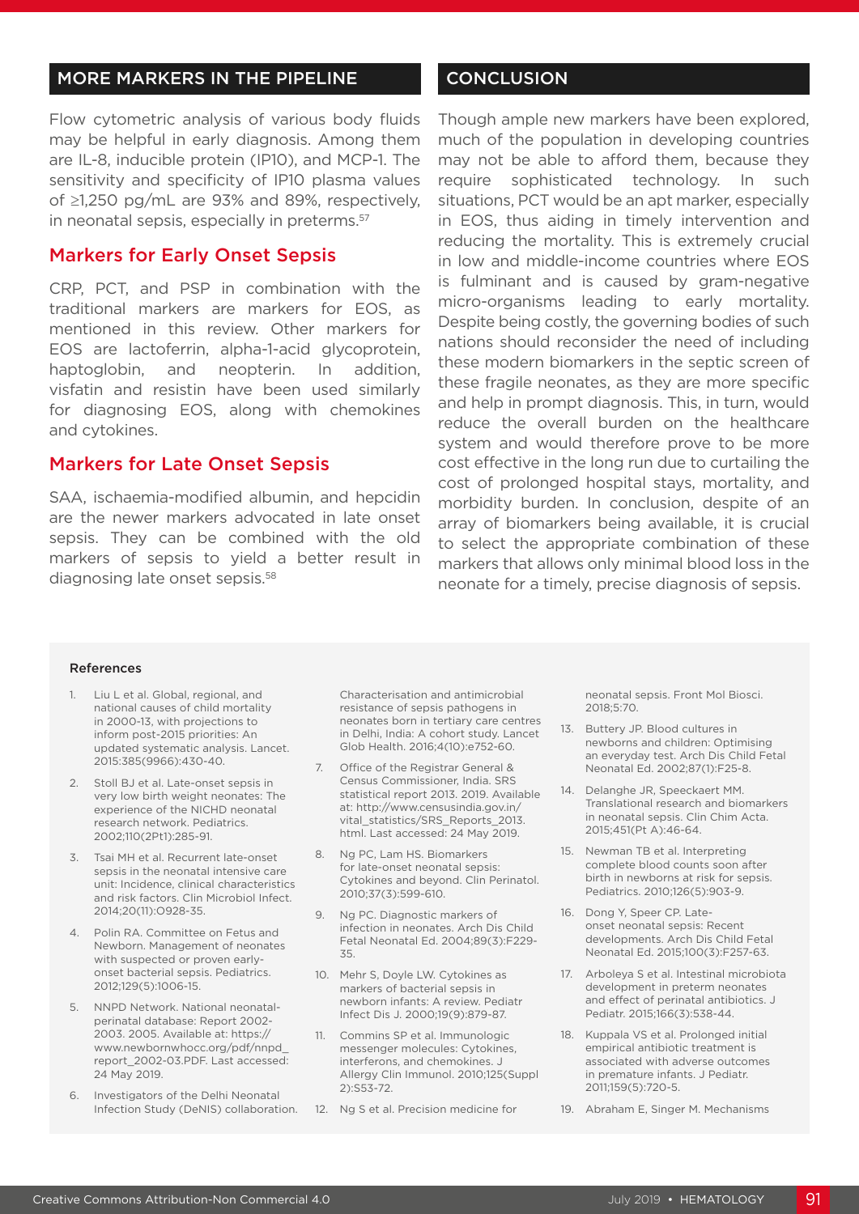## MORE MARKERS IN THE PIPELINE

Flow cytometric analysis of various body fluids may be helpful in early diagnosis. Among them are IL-8, inducible protein (IP10), and MCP-1. The sensitivity and specificity of IP10 plasma values of ≥1,250 pg/mL are 93% and 89%, respectively, in neonatal sepsis, especially in preterms.[57]

### Markers for Early Onset Sepsis

CRP, PCT, and PSP in combination with the traditional markers are markers for EOS, as mentioned in this review. Other markers for EOS are lactoferrin, alpha-1-acid glycoprotein, haptoglobin, and neopterin. In addition, visfatin and resistin have been used similarly for diagnosing EOS, along with chemokines and cytokines.

### Markers for Late Onset Sepsis

SAA, ischaemia-modified albumin, and hepcidin are the newer markers advocated in late onset sepsis. They can be combined with the old markers of sepsis to yield a better result in diagnosing late onset sepsis.[58]

## CONCLUSION

Though ample new markers have been explored, much of the population in developing countries may not be able to afford them, because they require sophisticated technology. In such situations, PCT would be an apt marker, especially in EOS, thus aiding in timely intervention and reducing the mortality. This is extremely crucial in low and middle-income countries where EOS is fulminant and is caused by gram-negative micro-organisms leading to early mortality. Despite being costly, the governing bodies of such nations should reconsider the need of including these modern biomarkers in the septic screen of these fragile neonates, as they are more specific and help in prompt diagnosis. This, in turn, would reduce the overall burden on the healthcare system and would therefore prove to be more cost effective in the long run due to curtailing the cost of prolonged hospital stays, mortality, and morbidity burden. In conclusion, despite of an array of biomarkers being available, it is crucial to select the appropriate combination of these markers that allows only minimal blood loss in the neonate for a timely, precise diagnosis of sepsis.

#### References

1. Liu L et al. Global, regional, and national causes of child mortality in 2000-13, with projections to inform post-2015 priorities: An updated systematic analysis. Lancet. 2015:385(9966):430-40.
2. Stoll BJ et al. Late-onset sepsis in very low birth weight neonates: The experience of the NICHD neonatal research network. Pediatrics. 2002;110(2Pt1):285-91.
3. Tsai MH et al. Recurrent late-onset sepsis in the neonatal intensive care unit: Incidence, clinical characteristics and risk factors. Clin Microbiol Infect. 2014;20(11):O928-35.
4. Polin RA. Committee on Fetus and Newborn. Management of neonates with suspected or proven early-onset bacterial sepsis. Pediatrics. 2012;129(5):1006-15.
5. NNPD Network. National neonatal-perinatal database: Report 2002-2003. 2005. Available at: https://www.newbornwhocc.org/pdf/nnpd_report_2002-03.PDF. Last accessed: 24 May 2019.
6. Investigators of the Delhi Neonatal Infection Study (DeNIS) collaboration. Characterisation and antimicrobial resistance of sepsis pathogens in neonates born in tertiary care centres in Delhi, India: A cohort study. Lancet Glob Health. 2016;4(10):e752-60.
7. Office of the Registrar General & Census Commissioner, India. SRS statistical report 2013. 2019. Available at: http://www.censusindia.gov.in/vital_statistics/SRS_Reports_2013.html. Last accessed: 24 May 2019.
8. Ng PC, Lam HS. Biomarkers for late-onset neonatal sepsis: Cytokines and beyond. Clin Perinatol. 2010;37(3):599-610.
9. Ng PC. Diagnostic markers of infection in neonates. Arch Dis Child Fetal Neonatal Ed. 2004;89(3):F229-35.
10. Mehr S, Doyle LW. Cytokines as markers of bacterial sepsis in newborn infants: A review. Pediatr Infect Dis J. 2000;19(9):879-87.
11. Commins SP et al. Immunologic messenger molecules: Cytokines, interferons, and chemokines. J Allergy Clin Immunol. 2010;125(Suppl 2):S53-72.
12. Ng S et al. Precision medicine for neonatal sepsis. Front Mol Biosci. 2018;5:70.
13. Buttery JP. Blood cultures in newborns and children: Optimising an everyday test. Arch Dis Child Fetal Neonatal Ed. 2002;87(1):F25-8.
14. Delanghe JR, Speeckaert MM. Translational research and biomarkers in neonatal sepsis. Clin Chim Acta. 2015;451(Pt A):46-64.
15. Newman TB et al. Interpreting complete blood counts soon after birth in newborns at risk for sepsis. Pediatrics. 2010;126(5):903-9.
16. Dong Y, Speer CP. Late-onset neonatal sepsis: Recent developments. Arch Dis Child Fetal Neonatal Ed. 2015;100(3):F257-63.
17. Arboleya S et al. Intestinal microbiota development in preterm neonates and effect of perinatal antibiotics. J Pediatr. 2015;166(3):538-44.
18. Kuppala VS et al. Prolonged initial empirical antibiotic treatment is associated with adverse outcomes in premature infants. J Pediatr. 2011;159(5):720-5.
19. Abraham E, Singer M. Mechanisms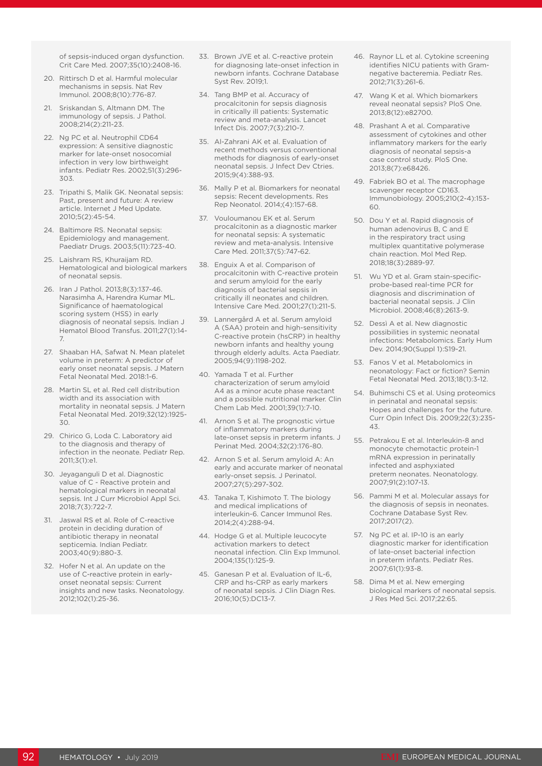of sepsis-induced organ dysfunction. Crit Care Med. 2007;35(10):2408-16.

20. Rittirsch D et al. Harmful molecular mechanisms in sepsis. Nat Rev Immunol. 2008;8(10):776-87.

21. Sriskandan S, Altmann DM. The immunology of sepsis. J Pathol. 2008;214(2):211-23.

22. Ng PC et al. Neutrophil CD64 expression: A sensitive diagnostic marker for late-onset nosocomial infection in very low birthweight infants. Pediatr Res. 2002;51(3):296-303.

23. Tripathi S, Malik GK. Neonatal sepsis: Past, present and future: A review article. Internet J Med Update. 2010;5(2):45-54.

24. Baltimore RS. Neonatal sepsis: Epidemiology and management. Paediatr Drugs. 2003;5(11):723-40.

25. Laishram RS, Khuraijam RD. Hematological and biological markers of neonatal sepsis.

26. Iran J Pathol. 2013;8(3):137-46. Narasimha A, Harendra Kumar ML. Significance of haematological scoring system (HSS) in early diagnosis of neonatal sepsis. Indian J Hematol Blood Transfus. 2011;27(1):14-7.

27. Shaaban HA, Safwat N. Mean platelet volume in preterm: A predictor of early onset neonatal sepsis. J Matern Fetal Neonatal Med. 2018:1-6.

28. Martin SL et al. Red cell distribution width and its association with mortality in neonatal sepsis. J Matern Fetal Neonatal Med. 2019;32(12):1925-30.

29. Chirico G, Loda C. Laboratory aid to the diagnosis and therapy of infection in the neonate. Pediatr Rep. 2011;3(1):e1.

30. Jeyaganguli D et al. Diagnostic value of C - Reactive protein and hematological markers in neonatal sepsis. Int J Curr Microbiol Appl Sci. 2018;7(3):722-7.

31. Jaswal RS et al. Role of C-reactive protein in deciding duration of antibiotic therapy in neonatal septicemia. Indian Pediatr. 2003;40(9):880-3.

32. Hofer N et al. An update on the use of C-reactive protein in early-onset neonatal sepsis: Current insights and new tasks. Neonatology. 2012;102(1):25-36.

33. Brown JVE et al. C-reactive protein for diagnosing late-onset infection in newborn infants. Cochrane Database Syst Rev. 2019;1.

34. Tang BMP et al. Accuracy of procalcitonin for sepsis diagnosis in critically ill patients: Systematic review and meta-analysis. Lancet Infect Dis. 2007;7(3):210-7.

35. Al-Zahrani AK et al. Evaluation of recent methods versus conventional methods for diagnosis of early-onset neonatal sepsis. J Infect Dev Ctries. 2015;9(4):388-93.

36. Mally P et al. Biomarkers for neonatal sepsis: Recent developments. Res Rep Neonatol. 2014;(4):157-68.

37. Vouloumanou EK et al. Serum procalcitonin as a diagnostic marker for neonatal sepsis: A systematic review and meta-analysis. Intensive Care Med. 2011;37(5):747-62.

38. Enguix A et al. Comparison of procalcitonin with C-reactive protein and serum amyloid for the early diagnosis of bacterial sepsis in critically ill neonates and children. Intensive Care Med. 2001;27(1):211-5.

39. Lannergård A et al. Serum amyloid A (SAA) protein and high-sensitivity C-reactive protein (hsCRP) in healthy newborn infants and healthy young through elderly adults. Acta Paediatr. 2005;94(9):1198-202.

40. Yamada T et al. Further characterization of serum amyloid A4 as a minor acute phase reactant and a possible nutritional marker. Clin Chem Lab Med. 2001;39(1):7-10.

41. Arnon S et al. The prognostic virtue of inflammatory markers during late-onset sepsis in preterm infants. J Perinat Med. 2004;32(2):176-80.

42. Arnon S et al. Serum amyloid A: An early and accurate marker of neonatal early-onset sepsis. J Perinatol. 2007;27(5):297-302.

43. Tanaka T, Kishimoto T. The biology and medical implications of interleukin-6. Cancer Immunol Res. 2014;2(4):288-94.

44. Hodge G et al. Multiple leucocyte activation markers to detect neonatal infection. Clin Exp Immunol. 2004;135(1):125-9.

45. Ganesan P et al. Evaluation of IL-6, CRP and hs-CRP as early markers of neonatal sepsis. J Clin Diagn Res. 2016;10(5):DC13-7.

46. Raynor LL et al. Cytokine screening identifies NICU patients with Gram-negative bacteremia. Pediatr Res. 2012;71(3):261-6.

47. Wang K et al. Which biomarkers reveal neonatal sepsis? PloS One. 2013;8(12):e82700.

48. Prashant A et al. Comparative assessment of cytokines and other inflammatory markers for the early diagnosis of neonatal sepsis-a case control study. PloS One. 2013;8(7):e68426.

49. Fabriek BO et al. The macrophage scavenger receptor CD163. Immunobiology. 2005;210(2-4):153-60.

50. Dou Y et al. Rapid diagnosis of human adenovirus B, C and E in the respiratory tract using multiplex quantitative polymerase chain reaction. Mol Med Rep. 2018;18(3):2889-97.

51. Wu YD et al. Gram stain-specific-probe-based real-time PCR for diagnosis and discrimination of bacterial neonatal sepsis. J Clin Microbiol. 2008;46(8):2613-9.

52. Dessì A et al. New diagnostic possibilities in systemic neonatal infections: Metabolomics. Early Hum Dev. 2014;90(Suppl 1):S19-21.

53. Fanos V et al. Metabolomics in neonatology: Fact or fiction? Semin Fetal Neonatal Med. 2013;18(1):3-12.

54. Buhimschi CS et al. Using proteomics in perinatal and neonatal sepsis: Hopes and challenges for the future. Curr Opin Infect Dis. 2009;22(3):235-43.

55. Petrakou E et al. Interleukin-8 and monocyte chemotactic protein-1 mRNA expression in perinatally infected and asphyxiated preterm neonates. Neonatology. 2007;91(2):107-13.

56. Pammi M et al. Molecular assays for the diagnosis of sepsis in neonates. Cochrane Database Syst Rev. 2017;2017(2).

57. Ng PC et al. IP-10 is an early diagnostic marker for identification of late-onset bacterial infection in preterm infants. Pediatr Res. 2007;61(1):93-8.

58. Dima M et al. New emerging biological markers of neonatal sepsis. J Res Med Sci. 2017;22:65.